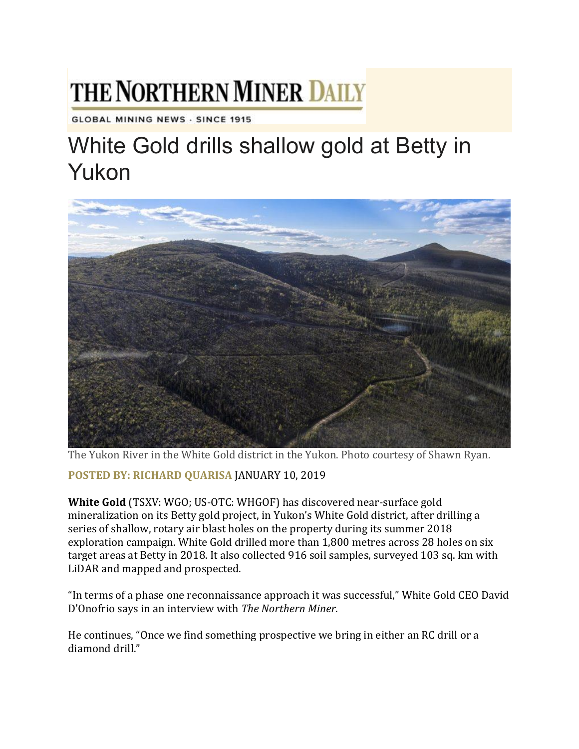# THE NORTHERN MINER DAILY

GLOBAL MINING NEWS · SINCE 1915

# White Gold drills shallow gold at Betty in Yukon

The Yukon River in the White Gold district in the Yukon. Photo courtesy of Shawn Ryan.

**POSTED BY: RICHARD QUARISA** JANUARY 10, 2019

**White Gold** (TSXV: WGO; US-OTC: WHGOF) has discovered near-surface gold mineralization on its Betty gold project, in Yukon's White Gold district, after drilling a series of shallow, rotary air blast holes on the property during its summer 2018 exploration campaign. White Gold drilled more than 1,800 metres across 28 holes on six target areas at Betty in 2018. It also collected 916 soil samples, surveyed 103 sq. km with LiDAR and mapped and prospected.

"In terms of a phase one reconnaissance approach it was successful," White Gold CEO David D'Onofrio says in an interview with *The Northern Miner*.

He continues, "Once we find something prospective we bring in either an RC drill or a diamond drill."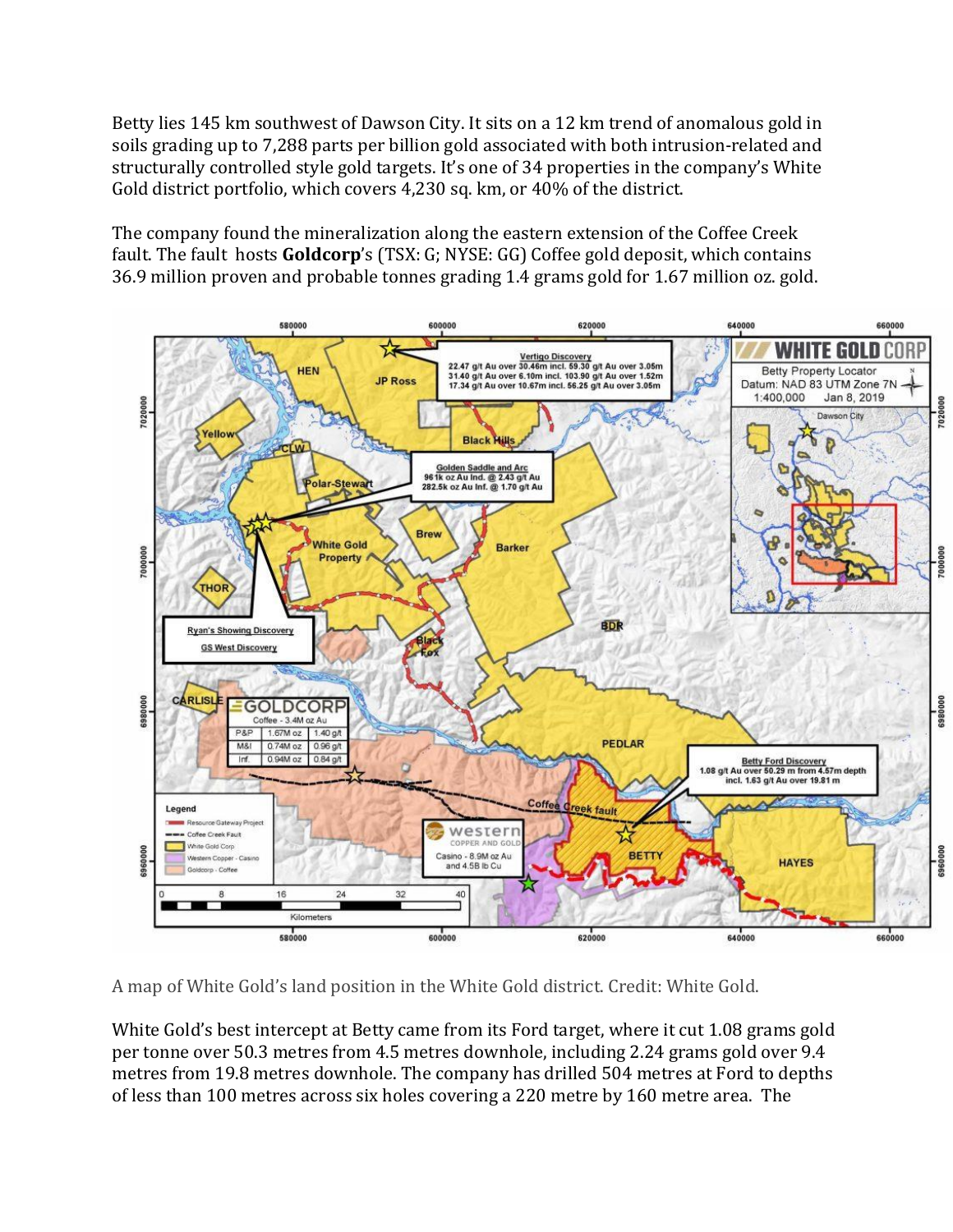Betty lies 145 km southwest of Dawson City. It sits on a 12 km trend of anomalous gold in soils grading up to 7,288 parts per billion gold associated with both intrusion-related and structurally controlled style gold targets. It's one of 34 properties in the company's White Gold district portfolio, which covers 4,230 sq. km, or 40% of the district.

The company found the mineralization along the eastern extension of the Coffee Creek fault. The fault hosts **Goldcorp**'s (TSX: G; NYSE: GG) Coffee gold deposit, which contains 36.9 million proven and probable tonnes grading 1.4 grams gold for 1.67 million oz. gold.

A map of White Gold's land position in the White Gold district. Credit: White Gold.

White Gold's best intercept at Betty came from its Ford target, where it cut 1.08 grams gold per tonne over 50.3 metres from 4.5 metres downhole, including 2.24 grams gold over 9.4 metres from 19.8 metres downhole. The company has drilled 504 metres at Ford to depths of less than 100 metres across six holes covering a 220 metre by 160 metre area. The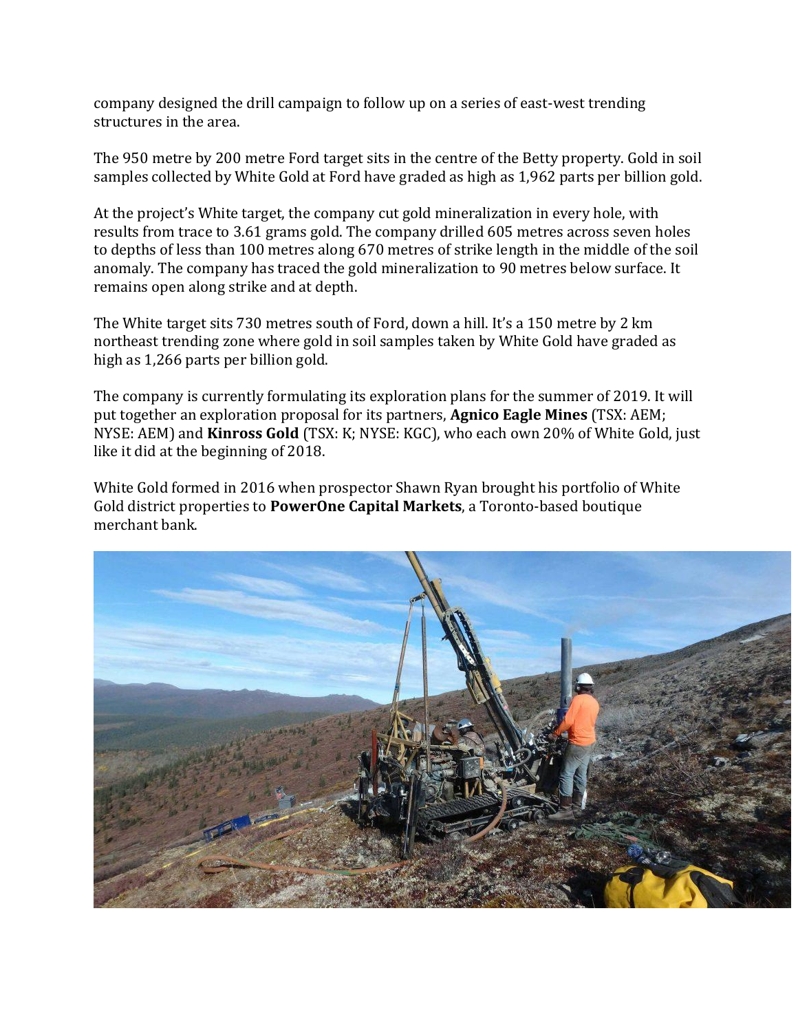company designed the drill campaign to follow up on a series of east-west trending structures in the area.

The 950 metre by 200 metre Ford target sits in the centre of the Betty property. Gold in soil samples collected by White Gold at Ford have graded as high as 1,962 parts per billion gold.

At the project's White target, the company cut gold mineralization in every hole, with results from trace to 3.61 grams gold. The company drilled 605 metres across seven holes to depths of less than 100 metres along 670 metres of strike length in the middle of the soil anomaly. The company has traced the gold mineralization to 90 metres below surface. It remains open along strike and at depth.

The White target sits 730 metres south of Ford, down a hill. It's a 150 metre by 2 km northeast trending zone where gold in soil samples taken by White Gold have graded as high as 1,266 parts per billion gold.

The company is currently formulating its exploration plans for the summer of 2019. It will put together an exploration proposal for its partners, **Agnico Eagle Mines** (TSX: AEM; NYSE: AEM) and **Kinross Gold** (TSX: K; NYSE: KGC), who each own 20% of White Gold, just like it did at the beginning of 2018.

White Gold formed in 2016 when prospector Shawn Ryan brought his portfolio of White Gold district properties to **PowerOne Capital Markets**, a Toronto-based boutique merchant bank.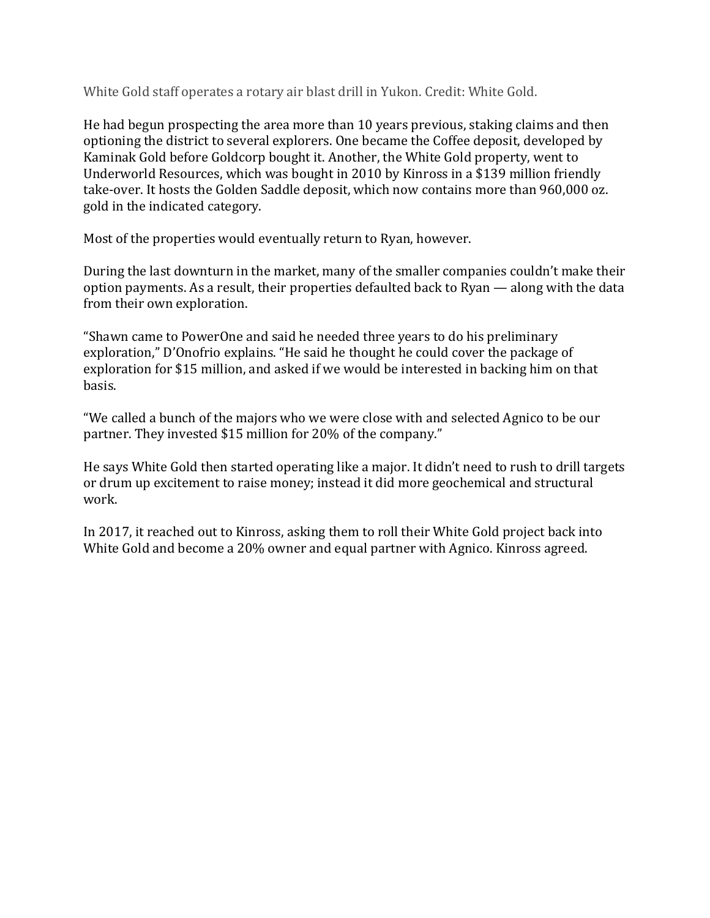White Gold staff operates a rotary air blast drill in Yukon. Credit: White Gold.

He had begun prospecting the area more than 10 years previous, staking claims and then optioning the district to several explorers. One became the Coffee deposit, developed by Kaminak Gold before Goldcorp bought it. Another, the White Gold property, went to Underworld Resources, which was bought in 2010 by Kinross in a $139 million friendly take-over. It hosts the Golden Saddle deposit, which now contains more than 960,000 oz. gold in the indicated category.

Most of the properties would eventually return to Ryan, however.

During the last downturn in the market, many of the smaller companies couldn't make their option payments. As a result, their properties defaulted back to Ryan — along with the data from their own exploration.

"Shawn came to PowerOne and said he needed three years to do his preliminary exploration," D'Onofrio explains. "He said he thought he could cover the package of exploration for $15 million, and asked if we would be interested in backing him on that basis.

"We called a bunch of the majors who we were close with and selected Agnico to be our partner. They invested $15 million for 20% of the company."

He says White Gold then started operating like a major. It didn't need to rush to drill targets or drum up excitement to raise money; instead it did more geochemical and structural work.

In 2017, it reached out to Kinross, asking them to roll their White Gold project back into White Gold and become a 20% owner and equal partner with Agnico. Kinross agreed.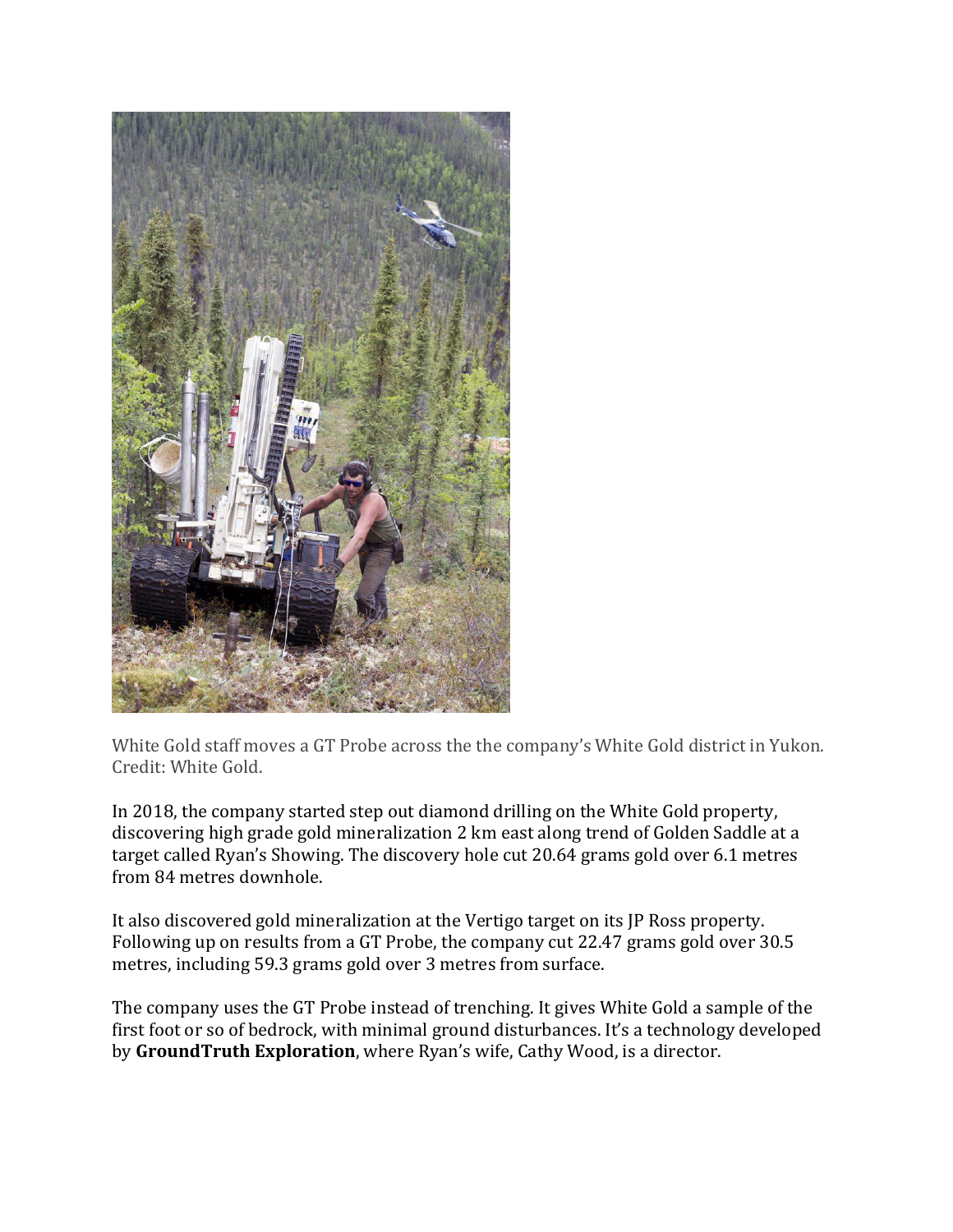White Gold staff moves a GT Probe across the the company's White Gold district in Yukon. Credit: White Gold.

In 2018, the company started step out diamond drilling on the White Gold property, discovering high grade gold mineralization 2 km east along trend of Golden Saddle at a target called Ryan's Showing. The discovery hole cut 20.64 grams gold over 6.1 metres from 84 metres downhole.

It also discovered gold mineralization at the Vertigo target on its JP Ross property. Following up on results from a GT Probe, the company cut 22.47 grams gold over 30.5 metres, including 59.3 grams gold over 3 metres from surface.

The company uses the GT Probe instead of trenching. It gives White Gold a sample of the first foot or so of bedrock, with minimal ground disturbances. It's a technology developed by **GroundTruth Exploration**, where Ryan's wife, Cathy Wood, is a director.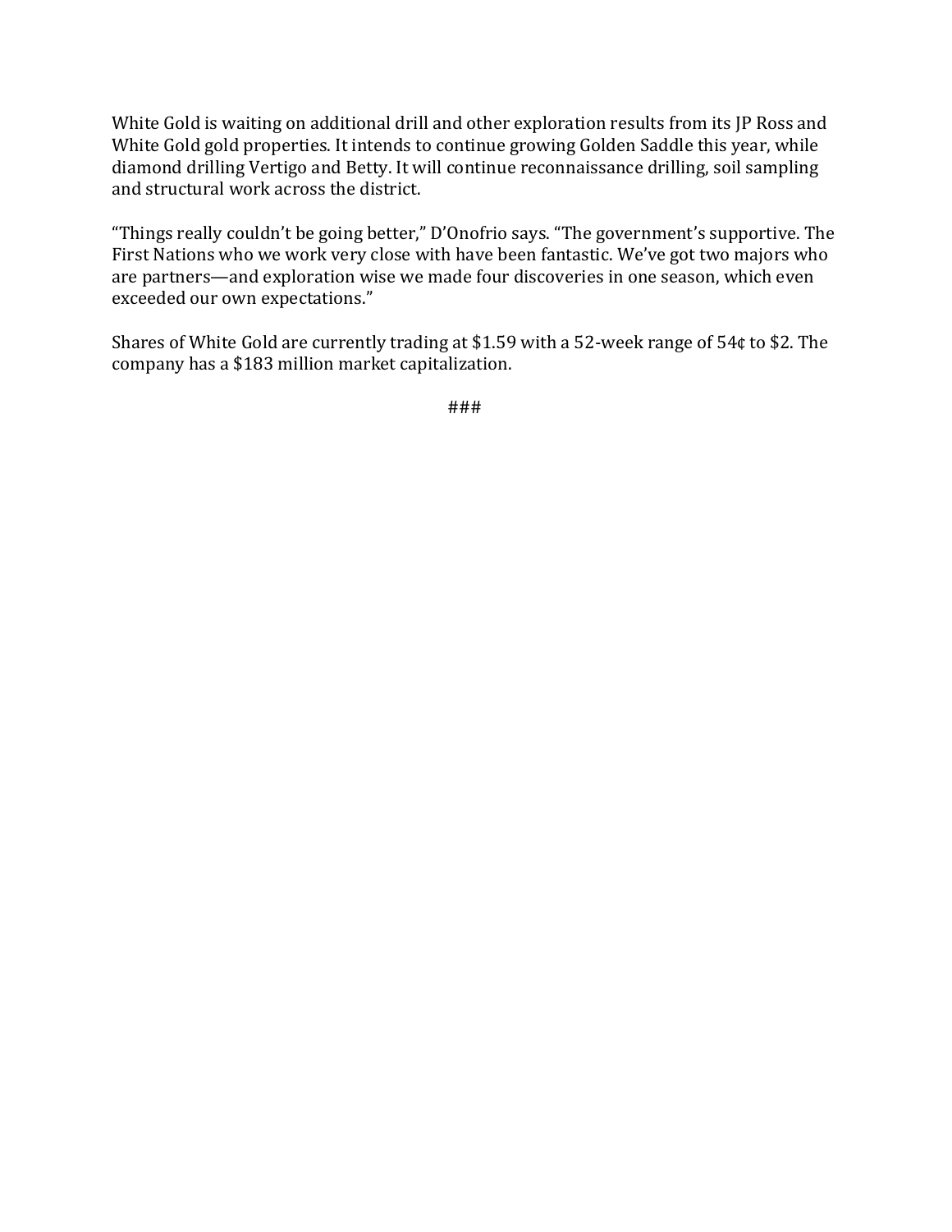White Gold is waiting on additional drill and other exploration results from its JP Ross and White Gold gold properties. It intends to continue growing Golden Saddle this year, while diamond drilling Vertigo and Betty. It will continue reconnaissance drilling, soil sampling and structural work across the district.

“Things really couldn’t be going better,” D’Onofrio says. “The government’s supportive. The First Nations who we work very close with have been fantastic. We’ve got two majors who are partners—and exploration wise we made four discoveries in one season, which even exceeded our own expectations.”

Shares of White Gold are currently trading at $1.59 with a 52-week range of 54¢ to $2. The company has a $183 million market capitalization.

###